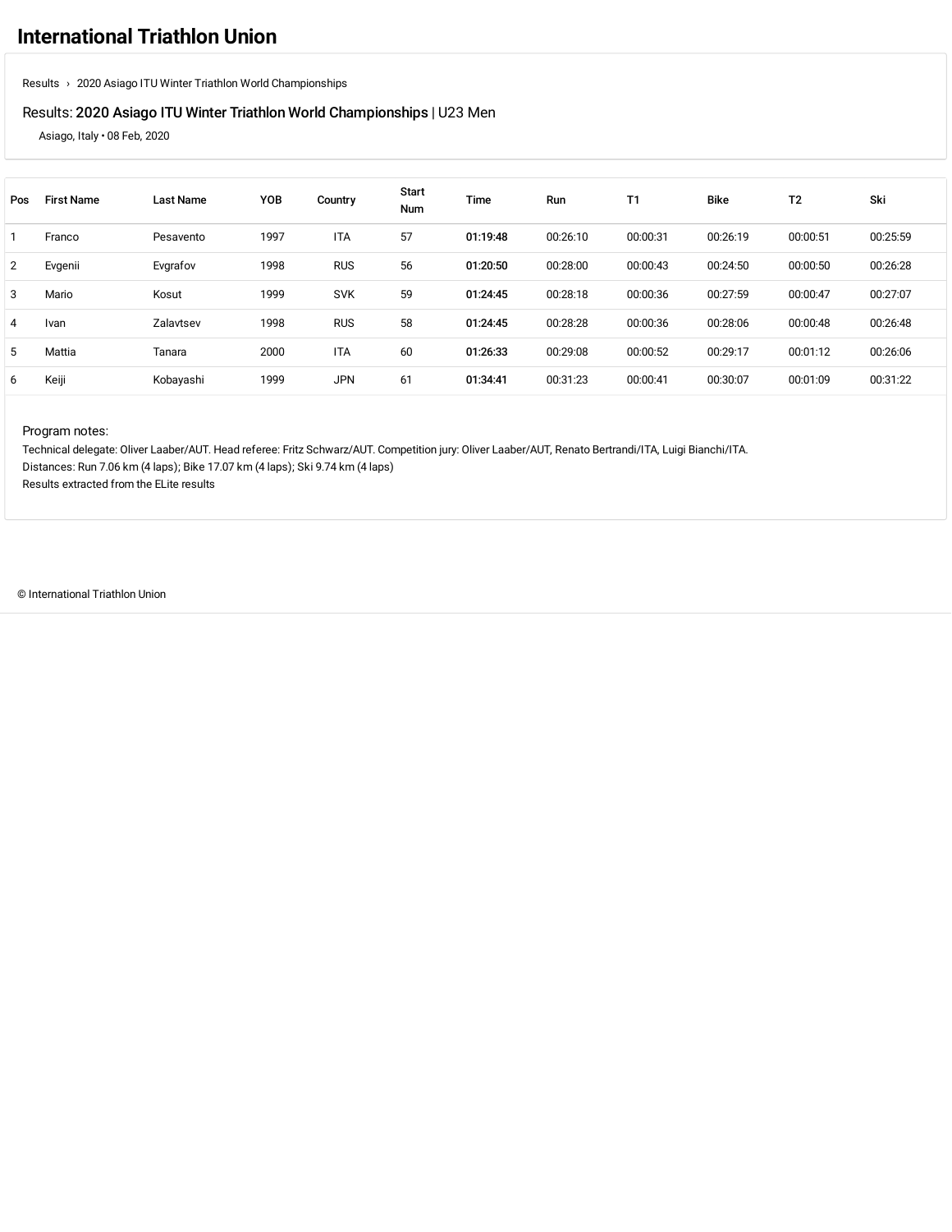# International Triathlon Union

Results › 2020 Asiago ITU Winter Triathlon World Championships

Results: **2020 Asiago ITU Winter Triathlon World Championships** | U23 Men

Asiago, Italy • 08 Feb, 2020

| Pos | First Name | Last Name | YOB | Country | Start Num | Time | Run | T1 | Bike | T2 | Ski |
|---|---|---|---|---|---|---|---|---|---|---|---|
| 1 | Franco | Pesavento | 1997 | ITA | 57 | **01:19:48** | 00:26:10 | 00:00:31 | 00:26:19 | 00:00:51 | 00:25:59 |
| 2 | Evgenii | Evgrafov | 1998 | RUS | 56 | **01:20:50** | 00:28:00 | 00:00:43 | 00:24:50 | 00:00:50 | 00:26:28 |
| 3 | Mario | Kosut | 1999 | SVK | 59 | **01:24:45** | 00:28:18 | 00:00:36 | 00:27:59 | 00:00:47 | 00:27:07 |
| 4 | Ivan | Zalavtsev | 1998 | RUS | 58 | **01:24:45** | 00:28:28 | 00:00:36 | 00:28:06 | 00:00:48 | 00:26:48 |
| 5 | Mattia | Tanara | 2000 | ITA | 60 | **01:26:33** | 00:29:08 | 00:00:52 | 00:29:17 | 00:01:12 | 00:26:06 |
| 6 | Keiji | Kobayashi | 1999 | JPN | 61 | **01:34:41** | 00:31:23 | 00:00:41 | 00:30:07 | 00:01:09 | 00:31:22 |

Program notes:

Technical delegate: Oliver Laaber/AUT. Head referee: Fritz Schwarz/AUT. Competition jury: Oliver Laaber/AUT, Renato Bertrandi/ITA, Luigi Bianchi/ITA.
Distances: Run 7.06 km (4 laps); Bike 17.07 km (4 laps); Ski 9.74 km (4 laps)
Results extracted from the ELite results

© International Triathlon Union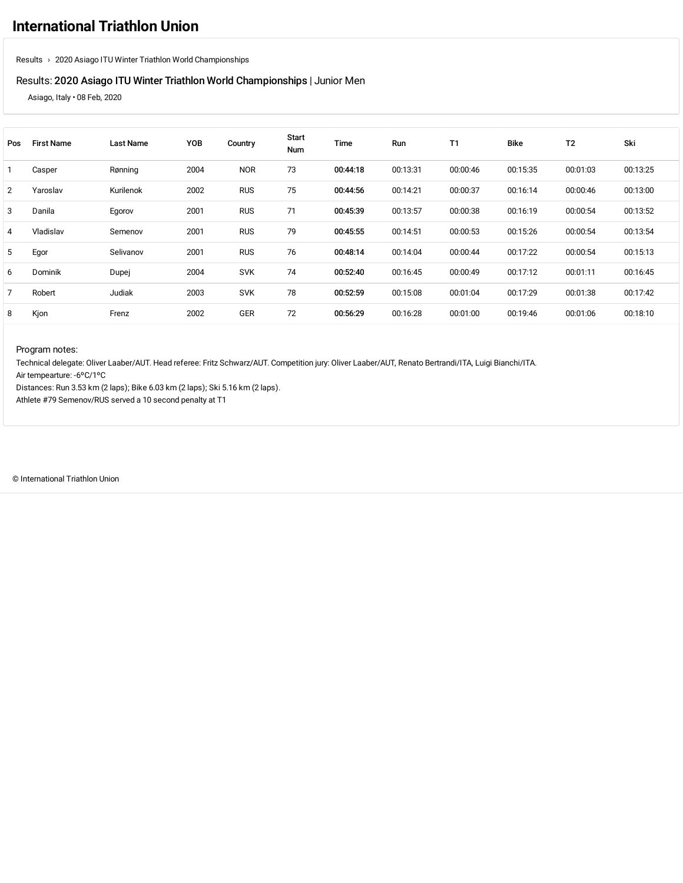# International Triathlon Union

Results › 2020 Asiago ITU Winter Triathlon World Championships

Results: **2020 Asiago ITU Winter Triathlon World Championships** | Junior Men

Asiago, Italy • 08 Feb, 2020

| Pos | First Name | Last Name | YOB | Country | Start Num | Time | Run | T1 | Bike | T2 | Ski |
|---|---|---|---|---|---|---|---|---|---|---|---|
| 1 | Casper | Rønning | 2004 | NOR | 73 | **00:44:18** | 00:13:31 | 00:00:46 | 00:15:35 | 00:01:03 | 00:13:25 |
| 2 | Yaroslav | Kurilenok | 2002 | RUS | 75 | **00:44:56** | 00:14:21 | 00:00:37 | 00:16:14 | 00:00:46 | 00:13:00 |
| 3 | Danila | Egorov | 2001 | RUS | 71 | **00:45:39** | 00:13:57 | 00:00:38 | 00:16:19 | 00:00:54 | 00:13:52 |
| 4 | Vladislav | Semenov | 2001 | RUS | 79 | **00:45:55** | 00:14:51 | 00:00:53 | 00:15:26 | 00:00:54 | 00:13:54 |
| 5 | Egor | Selivanov | 2001 | RUS | 76 | **00:48:14** | 00:14:04 | 00:00:44 | 00:17:22 | 00:00:54 | 00:15:13 |
| 6 | Dominik | Dupej | 2004 | SVK | 74 | **00:52:40** | 00:16:45 | 00:00:49 | 00:17:12 | 00:01:11 | 00:16:45 |
| 7 | Robert | Judiak | 2003 | SVK | 78 | **00:52:59** | 00:15:08 | 00:01:04 | 00:17:29 | 00:01:38 | 00:17:42 |
| 8 | Kjon | Frenz | 2002 | GER | 72 | **00:56:29** | 00:16:28 | 00:01:00 | 00:19:46 | 00:01:06 | 00:18:10 |

Program notes:

Technical delegate: Oliver Laaber/AUT. Head referee: Fritz Schwarz/AUT. Competition jury: Oliver Laaber/AUT, Renato Bertrandi/ITA, Luigi Bianchi/ITA.

Air tempearture: -6ºC/1ºC

Distances: Run 3.53 km (2 laps); Bike 6.03 km (2 laps); Ski 5.16 km (2 laps).

Athlete #79 Semenov/RUS served a 10 second penalty at T1

© International Triathlon Union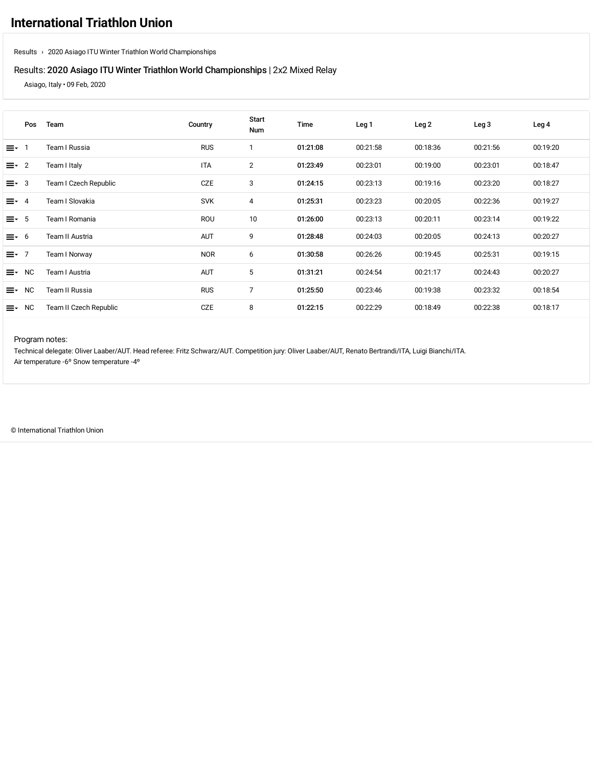# International Triathlon Union

Results › 2020 Asiago ITU Winter Triathlon World Championships

Results: **2020 Asiago ITU Winter Triathlon World Championships** | 2x2 Mixed Relay

Asiago, Italy • 09 Feb, 2020

| Pos | Team | Country | Start Num | Time | Leg 1 | Leg 2 | Leg 3 | Leg 4 |
|---|---|---|---|---|---|---|---|---|
| 1 | Team I Russia | RUS | 1 | **01:21:08** | 00:21:58 | 00:18:36 | 00:21:56 | 00:19:20 |
| 2 | Team I Italy | ITA | 2 | **01:23:49** | 00:23:01 | 00:19:00 | 00:23:01 | 00:18:47 |
| 3 | Team I Czech Republic | CZE | 3 | **01:24:15** | 00:23:13 | 00:19:16 | 00:23:20 | 00:18:27 |
| 4 | Team I Slovakia | SVK | 4 | **01:25:31** | 00:23:23 | 00:20:05 | 00:22:36 | 00:19:27 |
| 5 | Team I Romania | ROU | 10 | **01:26:00** | 00:23:13 | 00:20:11 | 00:23:14 | 00:19:22 |
| 6 | Team II Austria | AUT | 9 | **01:28:48** | 00:24:03 | 00:20:05 | 00:24:13 | 00:20:27 |
| 7 | Team I Norway | NOR | 6 | **01:30:58** | 00:26:26 | 00:19:45 | 00:25:31 | 00:19:15 |
| NC | Team I Austria | AUT | 5 | **01:31:21** | 00:24:54 | 00:21:17 | 00:24:43 | 00:20:27 |
| NC | Team II Russia | RUS | 7 | **01:25:50** | 00:23:46 | 00:19:38 | 00:23:32 | 00:18:54 |
| NC | Team II Czech Republic | CZE | 8 | **01:22:15** | 00:22:29 | 00:18:49 | 00:22:38 | 00:18:17 |

Program notes:

Technical delegate: Oliver Laaber/AUT. Head referee: Fritz Schwarz/AUT. Competition jury: Oliver Laaber/AUT, Renato Bertrandi/ITA, Luigi Bianchi/ITA.
Air temperature -6º Snow temperature -4º

© International Triathlon Union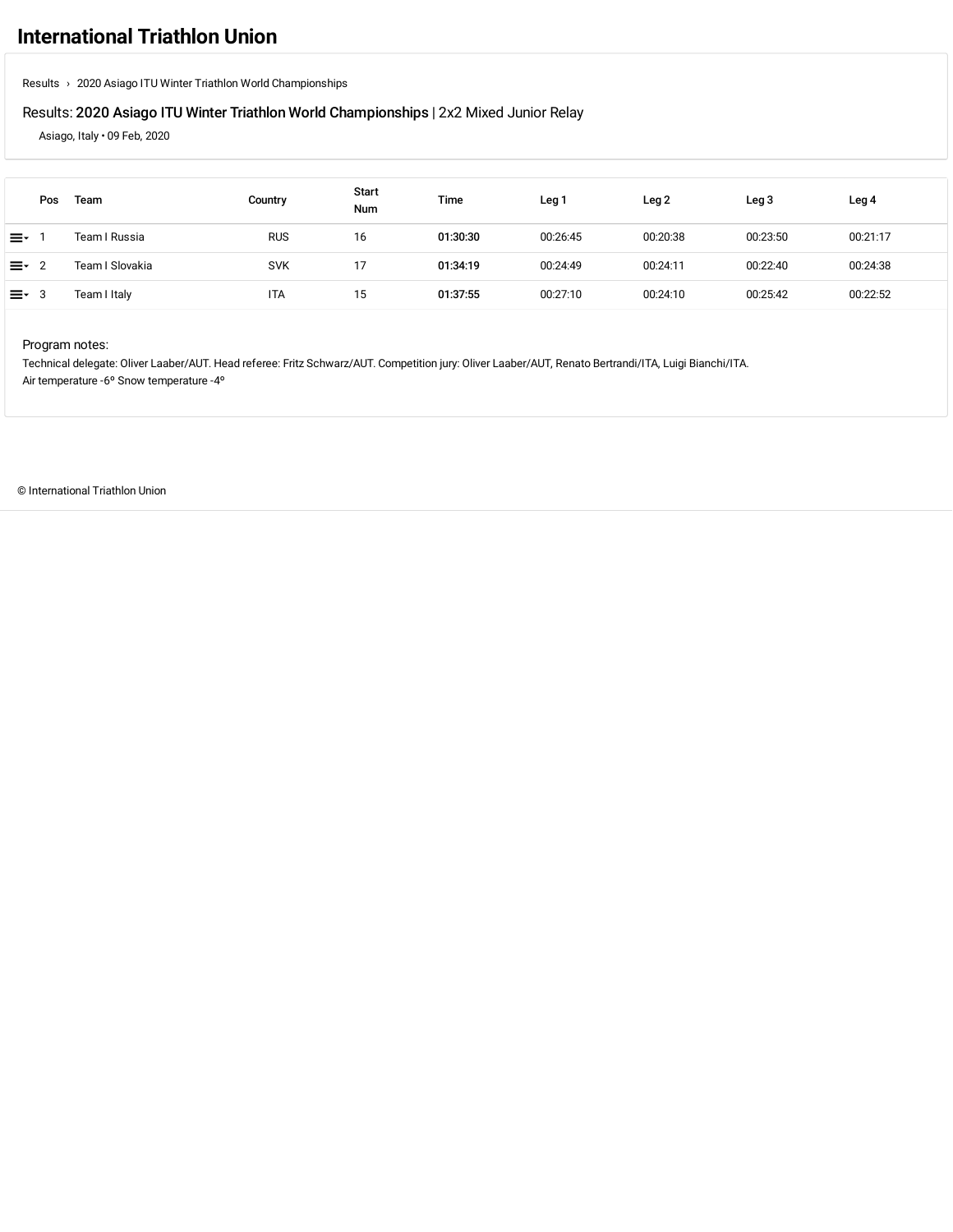# International Triathlon Union

Results › 2020 Asiago ITU Winter Triathlon World Championships

Results: **2020 Asiago ITU Winter Triathlon World Championships** | 2x2 Mixed Junior Relay

Asiago, Italy • 09 Feb, 2020

| Pos | Team | Country | Start Num | Time | Leg 1 | Leg 2 | Leg 3 | Leg 4 |
|---|---|---|---|---|---|---|---|---|
| 1 | Team I Russia | RUS | 16 | **01:30:30** | 00:26:45 | 00:20:38 | 00:23:50 | 00:21:17 |
| 2 | Team I Slovakia | SVK | 17 | **01:34:19** | 00:24:49 | 00:24:11 | 00:22:40 | 00:24:38 |
| 3 | Team I Italy | ITA | 15 | **01:37:55** | 00:27:10 | 00:24:10 | 00:25:42 | 00:22:52 |

Program notes:

Technical delegate: Oliver Laaber/AUT. Head referee: Fritz Schwarz/AUT. Competition jury: Oliver Laaber/AUT, Renato Bertrandi/ITA, Luigi Bianchi/ITA.

Air temperature -6º Snow temperature -4º

© International Triathlon Union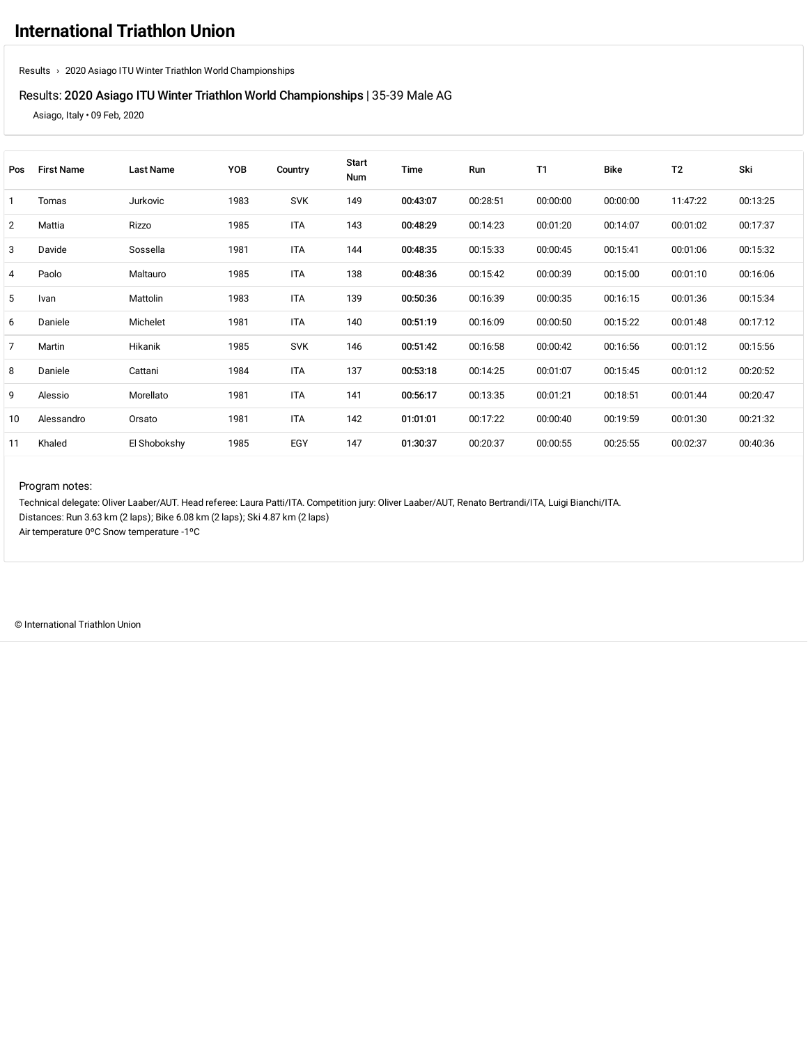# International Triathlon Union

Results › 2020 Asiago ITU Winter Triathlon World Championships

Results: **2020 Asiago ITU Winter Triathlon World Championships** | 35-39 Male AG

Asiago, Italy • 09 Feb, 2020

| Pos | First Name | Last Name | YOB | Country | Start Num | Time | Run | T1 | Bike | T2 | Ski |
|---|---|---|---|---|---|---|---|---|---|---|---|
| 1 | Tomas | Jurkovic | 1983 | SVK | 149 | **00:43:07** | 00:28:51 | 00:00:00 | 00:00:00 | 11:47:22 | 00:13:25 |
| 2 | Mattia | Rizzo | 1985 | ITA | 143 | **00:48:29** | 00:14:23 | 00:01:20 | 00:14:07 | 00:01:02 | 00:17:37 |
| 3 | Davide | Sossella | 1981 | ITA | 144 | **00:48:35** | 00:15:33 | 00:00:45 | 00:15:41 | 00:01:06 | 00:15:32 |
| 4 | Paolo | Maltauro | 1985 | ITA | 138 | **00:48:36** | 00:15:42 | 00:00:39 | 00:15:00 | 00:01:10 | 00:16:06 |
| 5 | Ivan | Mattolin | 1983 | ITA | 139 | **00:50:36** | 00:16:39 | 00:00:35 | 00:16:15 | 00:01:36 | 00:15:34 |
| 6 | Daniele | Michelet | 1981 | ITA | 140 | **00:51:19** | 00:16:09 | 00:00:50 | 00:15:22 | 00:01:48 | 00:17:12 |
| 7 | Martin | Hikanik | 1985 | SVK | 146 | **00:51:42** | 00:16:58 | 00:00:42 | 00:16:56 | 00:01:12 | 00:15:56 |
| 8 | Daniele | Cattani | 1984 | ITA | 137 | **00:53:18** | 00:14:25 | 00:01:07 | 00:15:45 | 00:01:12 | 00:20:52 |
| 9 | Alessio | Morellato | 1981 | ITA | 141 | **00:56:17** | 00:13:35 | 00:01:21 | 00:18:51 | 00:01:44 | 00:20:47 |
| 10 | Alessandro | Orsato | 1981 | ITA | 142 | **01:01:01** | 00:17:22 | 00:00:40 | 00:19:59 | 00:01:30 | 00:21:32 |
| 11 | Khaled | El Shobokshy | 1985 | EGY | 147 | **01:30:37** | 00:20:37 | 00:00:55 | 00:25:55 | 00:02:37 | 00:40:36 |

Program notes:

Technical delegate: Oliver Laaber/AUT. Head referee: Laura Patti/ITA. Competition jury: Oliver Laaber/AUT, Renato Bertrandi/ITA, Luigi Bianchi/ITA.

Distances: Run 3.63 km (2 laps); Bike 6.08 km (2 laps); Ski 4.87 km (2 laps)

Air temperature 0ºC Snow temperature -1ºC

© International Triathlon Union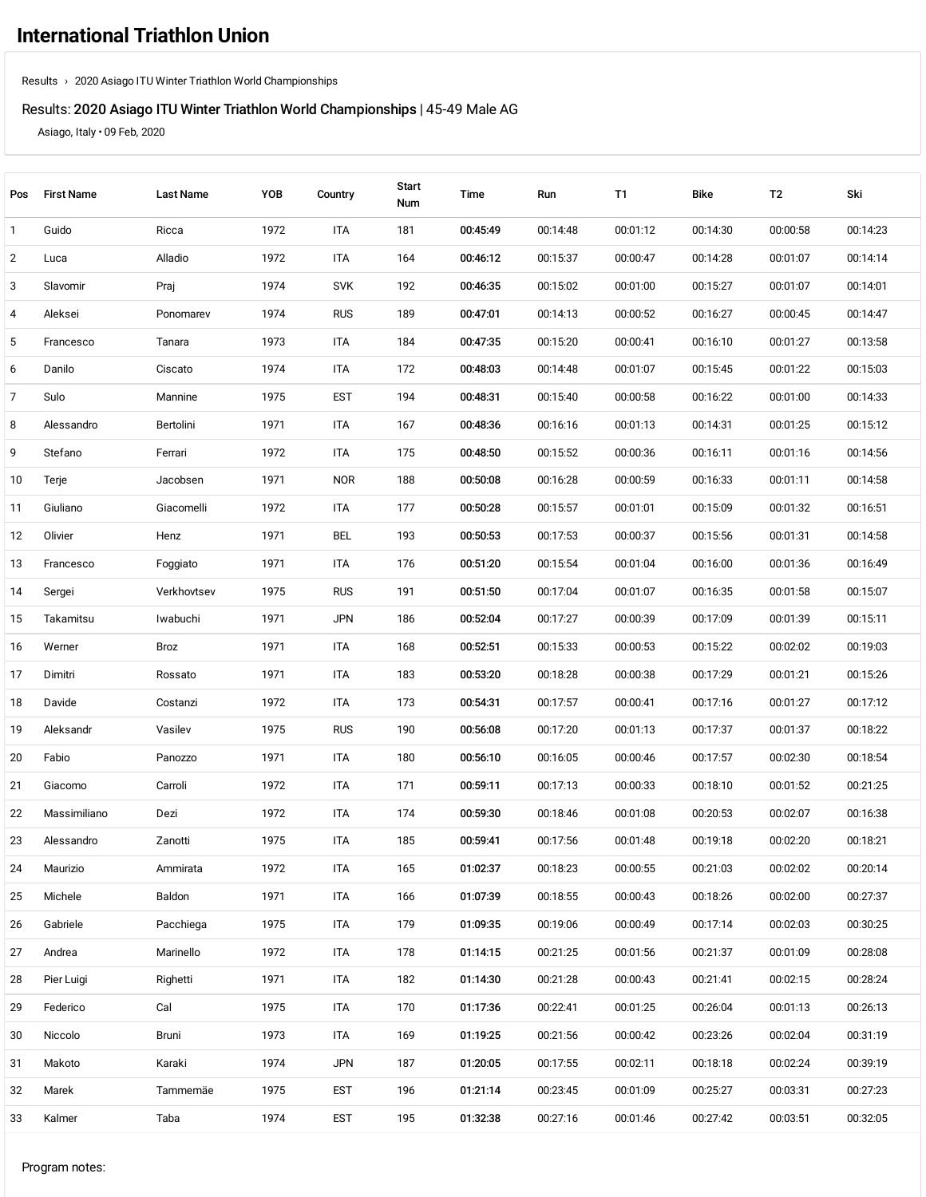# International Triathlon Union

Results › 2020 Asiago ITU Winter Triathlon World Championships

Results: **2020 Asiago ITU Winter Triathlon World Championships** | 45-49 Male AG

Asiago, Italy • 09 Feb, 2020

| Pos | First Name | Last Name | YOB | Country | Start Num | Time | Run | T1 | Bike | T2 | Ski |
|---|---|---|---|---|---|---|---|---|---|---|---|
| 1 | Guido | Ricca | 1972 | ITA | 181 | **00:45:49** | 00:14:48 | 00:01:12 | 00:14:30 | 00:00:58 | 00:14:23 |
| 2 | Luca | Alladio | 1972 | ITA | 164 | **00:46:12** | 00:15:37 | 00:00:47 | 00:14:28 | 00:01:07 | 00:14:14 |
| 3 | Slavomir | Praj | 1974 | SVK | 192 | **00:46:35** | 00:15:02 | 00:01:00 | 00:15:27 | 00:01:07 | 00:14:01 |
| 4 | Aleksei | Ponomarev | 1974 | RUS | 189 | **00:47:01** | 00:14:13 | 00:00:52 | 00:16:27 | 00:00:45 | 00:14:47 |
| 5 | Francesco | Tanara | 1973 | ITA | 184 | **00:47:35** | 00:15:20 | 00:00:41 | 00:16:10 | 00:01:27 | 00:13:58 |
| 6 | Danilo | Ciscato | 1974 | ITA | 172 | **00:48:03** | 00:14:48 | 00:01:07 | 00:15:45 | 00:01:22 | 00:15:03 |
| 7 | Sulo | Mannine | 1975 | EST | 194 | **00:48:31** | 00:15:40 | 00:00:58 | 00:16:22 | 00:01:00 | 00:14:33 |
| 8 | Alessandro | Bertolini | 1971 | ITA | 167 | **00:48:36** | 00:16:16 | 00:01:13 | 00:14:31 | 00:01:25 | 00:15:12 |
| 9 | Stefano | Ferrari | 1972 | ITA | 175 | **00:48:50** | 00:15:52 | 00:00:36 | 00:16:11 | 00:01:16 | 00:14:56 |
| 10 | Terje | Jacobsen | 1971 | NOR | 188 | **00:50:08** | 00:16:28 | 00:00:59 | 00:16:33 | 00:01:11 | 00:14:58 |
| 11 | Giuliano | Giacomelli | 1972 | ITA | 177 | **00:50:28** | 00:15:57 | 00:01:01 | 00:15:09 | 00:01:32 | 00:16:51 |
| 12 | Olivier | Henz | 1971 | BEL | 193 | **00:50:53** | 00:17:53 | 00:00:37 | 00:15:56 | 00:01:31 | 00:14:58 |
| 13 | Francesco | Foggiato | 1971 | ITA | 176 | **00:51:20** | 00:15:54 | 00:01:04 | 00:16:00 | 00:01:36 | 00:16:49 |
| 14 | Sergei | Verkhovtsev | 1975 | RUS | 191 | **00:51:50** | 00:17:04 | 00:01:07 | 00:16:35 | 00:01:58 | 00:15:07 |
| 15 | Takamitsu | Iwabuchi | 1971 | JPN | 186 | **00:52:04** | 00:17:27 | 00:00:39 | 00:17:09 | 00:01:39 | 00:15:11 |
| 16 | Werner | Broz | 1971 | ITA | 168 | **00:52:51** | 00:15:33 | 00:00:53 | 00:15:22 | 00:02:02 | 00:19:03 |
| 17 | Dimitri | Rossato | 1971 | ITA | 183 | **00:53:20** | 00:18:28 | 00:00:38 | 00:17:29 | 00:01:21 | 00:15:26 |
| 18 | Davide | Costanzi | 1972 | ITA | 173 | **00:54:31** | 00:17:57 | 00:00:41 | 00:17:16 | 00:01:27 | 00:17:12 |
| 19 | Aleksandr | Vasilev | 1975 | RUS | 190 | **00:56:08** | 00:17:20 | 00:01:13 | 00:17:37 | 00:01:37 | 00:18:22 |
| 20 | Fabio | Panozzo | 1971 | ITA | 180 | **00:56:10** | 00:16:05 | 00:00:46 | 00:17:57 | 00:02:30 | 00:18:54 |
| 21 | Giacomo | Carroli | 1972 | ITA | 171 | **00:59:11** | 00:17:13 | 00:00:33 | 00:18:10 | 00:01:52 | 00:21:25 |
| 22 | Massimiliano | Dezi | 1972 | ITA | 174 | **00:59:30** | 00:18:46 | 00:01:08 | 00:20:53 | 00:02:07 | 00:16:38 |
| 23 | Alessandro | Zanotti | 1975 | ITA | 185 | **00:59:41** | 00:17:56 | 00:01:48 | 00:19:18 | 00:02:20 | 00:18:21 |
| 24 | Maurizio | Ammirata | 1972 | ITA | 165 | **01:02:37** | 00:18:23 | 00:00:55 | 00:21:03 | 00:02:02 | 00:20:14 |
| 25 | Michele | Baldon | 1971 | ITA | 166 | **01:07:39** | 00:18:55 | 00:00:43 | 00:18:26 | 00:02:00 | 00:27:37 |
| 26 | Gabriele | Pacchiega | 1975 | ITA | 179 | **01:09:35** | 00:19:06 | 00:00:49 | 00:17:14 | 00:02:03 | 00:30:25 |
| 27 | Andrea | Marinello | 1972 | ITA | 178 | **01:14:15** | 00:21:25 | 00:01:56 | 00:21:37 | 00:01:09 | 00:28:08 |
| 28 | Pier Luigi | Righetti | 1971 | ITA | 182 | **01:14:30** | 00:21:28 | 00:00:43 | 00:21:41 | 00:02:15 | 00:28:24 |
| 29 | Federico | Cal | 1975 | ITA | 170 | **01:17:36** | 00:22:41 | 00:01:25 | 00:26:04 | 00:01:13 | 00:26:13 |
| 30 | Niccolo | Bruni | 1973 | ITA | 169 | **01:19:25** | 00:21:56 | 00:00:42 | 00:23:26 | 00:02:04 | 00:31:19 |
| 31 | Makoto | Karaki | 1974 | JPN | 187 | **01:20:05** | 00:17:55 | 00:02:11 | 00:18:18 | 00:02:24 | 00:39:19 |
| 32 | Marek | Tammemäe | 1975 | EST | 196 | **01:21:14** | 00:23:45 | 00:01:09 | 00:25:27 | 00:03:31 | 00:27:23 |
| 33 | Kalmer | Taba | 1974 | EST | 195 | **01:32:38** | 00:27:16 | 00:01:46 | 00:27:42 | 00:03:51 | 00:32:05 |

Program notes: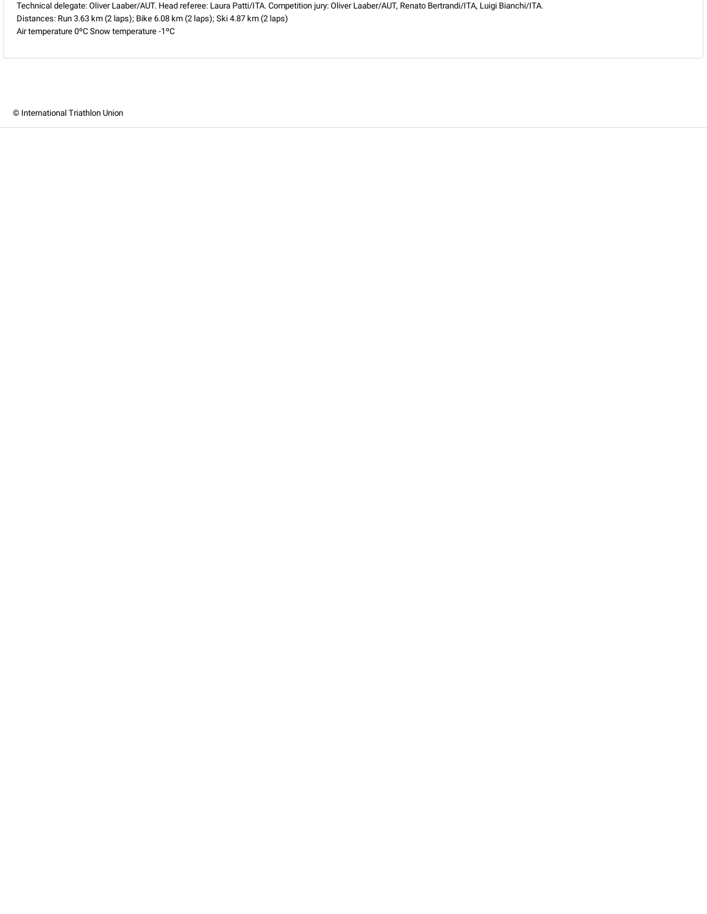Technical delegate: Oliver Laaber/AUT. Head referee: Laura Patti/ITA. Competition jury: Oliver Laaber/AUT, Renato Bertrandi/ITA, Luigi Bianchi/ITA.

Distances: Run 3.63 km (2 laps); Bike 6.08 km (2 laps); Ski 4.87 km (2 laps)

Air temperature 0ºC Snow temperature -1ºC

© International Triathlon Union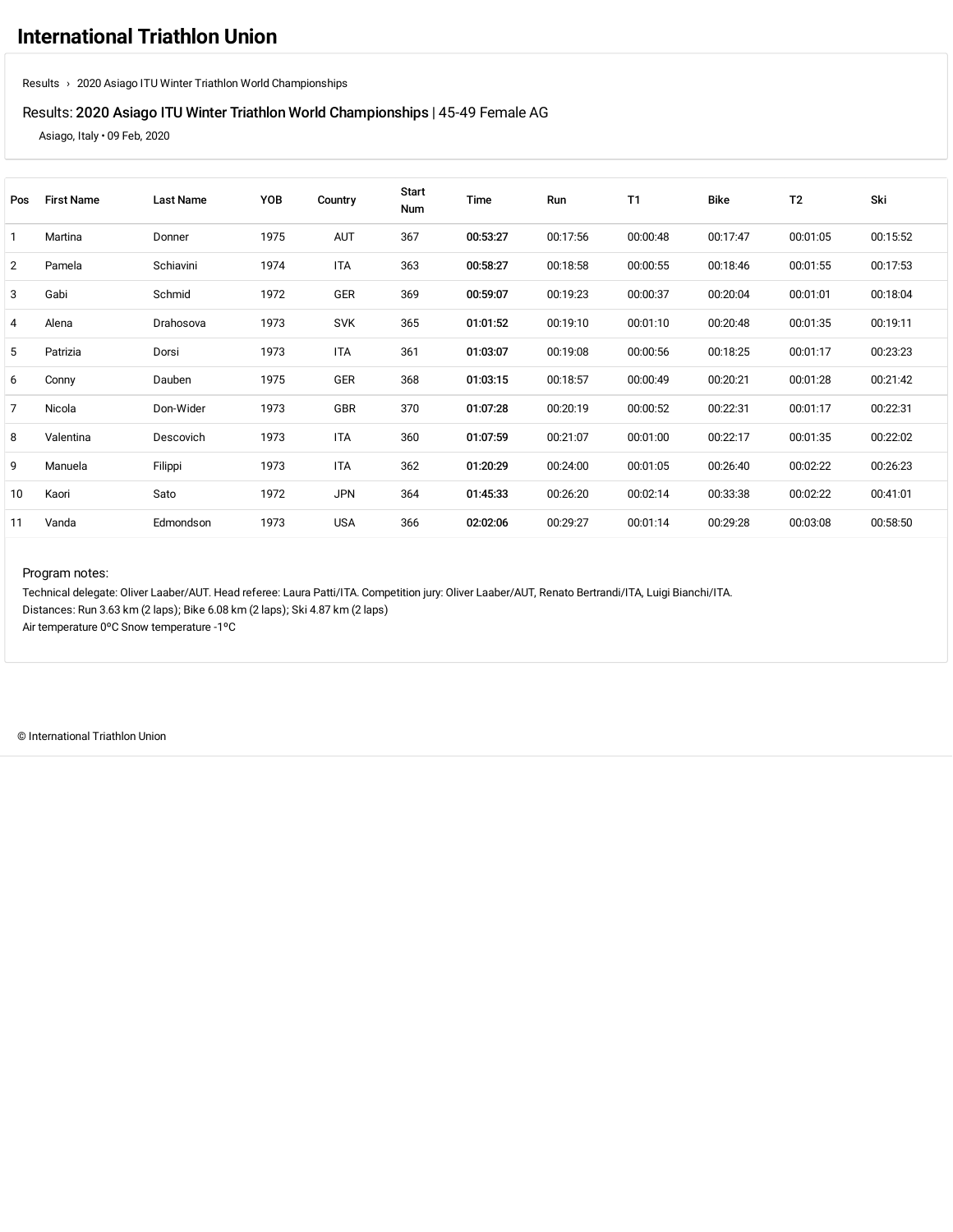# International Triathlon Union

Results › 2020 Asiago ITU Winter Triathlon World Championships

Results: **2020 Asiago ITU Winter Triathlon World Championships** | 45-49 Female AG

Asiago, Italy • 09 Feb, 2020

| Pos | First Name | Last Name | YOB | Country | Start Num | Time | Run | T1 | Bike | T2 | Ski |
|---|---|---|---|---|---|---|---|---|---|---|---|
| 1 | Martina | Donner | 1975 | AUT | 367 | **00:53:27** | 00:17:56 | 00:00:48 | 00:17:47 | 00:01:05 | 00:15:52 |
| 2 | Pamela | Schiavini | 1974 | ITA | 363 | **00:58:27** | 00:18:58 | 00:00:55 | 00:18:46 | 00:01:55 | 00:17:53 |
| 3 | Gabi | Schmid | 1972 | GER | 369 | **00:59:07** | 00:19:23 | 00:00:37 | 00:20:04 | 00:01:01 | 00:18:04 |
| 4 | Alena | Drahosova | 1973 | SVK | 365 | **01:01:52** | 00:19:10 | 00:01:10 | 00:20:48 | 00:01:35 | 00:19:11 |
| 5 | Patrizia | Dorsi | 1973 | ITA | 361 | **01:03:07** | 00:19:08 | 00:00:56 | 00:18:25 | 00:01:17 | 00:23:23 |
| 6 | Conny | Dauben | 1975 | GER | 368 | **01:03:15** | 00:18:57 | 00:00:49 | 00:20:21 | 00:01:28 | 00:21:42 |
| 7 | Nicola | Don-Wider | 1973 | GBR | 370 | **01:07:28** | 00:20:19 | 00:00:52 | 00:22:31 | 00:01:17 | 00:22:31 |
| 8 | Valentina | Descovich | 1973 | ITA | 360 | **01:07:59** | 00:21:07 | 00:01:00 | 00:22:17 | 00:01:35 | 00:22:02 |
| 9 | Manuela | Filippi | 1973 | ITA | 362 | **01:20:29** | 00:24:00 | 00:01:05 | 00:26:40 | 00:02:22 | 00:26:23 |
| 10 | Kaori | Sato | 1972 | JPN | 364 | **01:45:33** | 00:26:20 | 00:02:14 | 00:33:38 | 00:02:22 | 00:41:01 |
| 11 | Vanda | Edmondson | 1973 | USA | 366 | **02:02:06** | 00:29:27 | 00:01:14 | 00:29:28 | 00:03:08 | 00:58:50 |

Program notes:

Technical delegate: Oliver Laaber/AUT. Head referee: Laura Patti/ITA. Competition jury: Oliver Laaber/AUT, Renato Bertrandi/ITA, Luigi Bianchi/ITA.
Distances: Run 3.63 km (2 laps); Bike 6.08 km (2 laps); Ski 4.87 km (2 laps)
Air temperature 0°C Snow temperature -1°C

© International Triathlon Union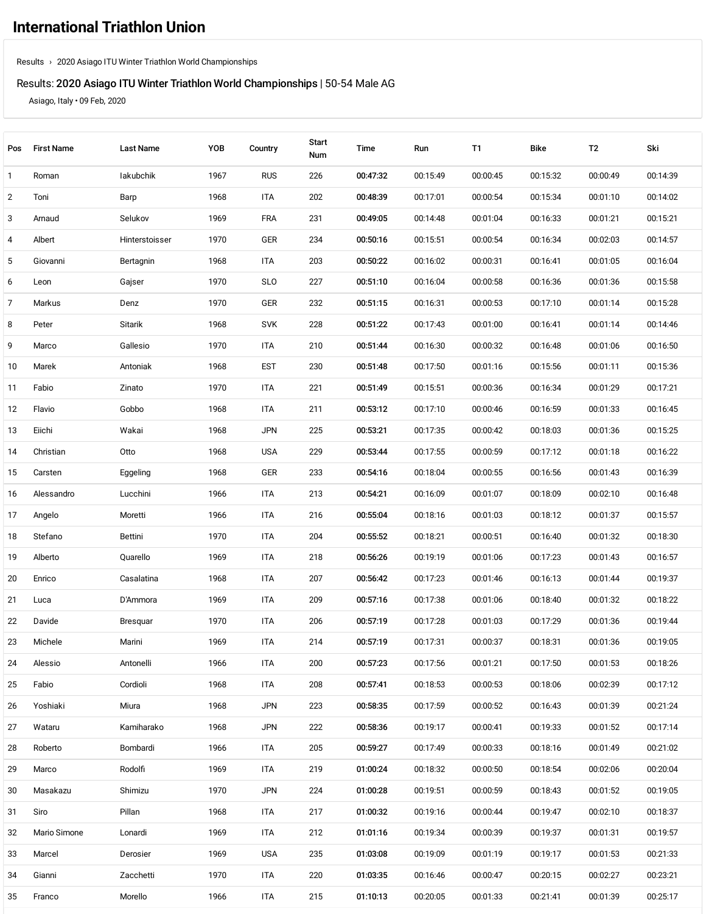# International Triathlon Union

Results › 2020 Asiago ITU Winter Triathlon World Championships

Results: **2020 Asiago ITU Winter Triathlon World Championships** | 50-54 Male AG

Asiago, Italy • 09 Feb, 2020

| Pos | First Name | Last Name | YOB | Country | Start Num | Time | Run | T1 | Bike | T2 | Ski |
|---|---|---|---|---|---|---|---|---|---|---|---|
| 1 | Roman | Iakubchik | 1967 | RUS | 226 | **00:47:32** | 00:15:49 | 00:00:45 | 00:15:32 | 00:00:49 | 00:14:39 |
| 2 | Toni | Barp | 1968 | ITA | 202 | **00:48:39** | 00:17:01 | 00:00:54 | 00:15:34 | 00:01:10 | 00:14:02 |
| 3 | Arnaud | Selukov | 1969 | FRA | 231 | **00:49:05** | 00:14:48 | 00:01:04 | 00:16:33 | 00:01:21 | 00:15:21 |
| 4 | Albert | Hinterstoisser | 1970 | GER | 234 | **00:50:16** | 00:15:51 | 00:00:54 | 00:16:34 | 00:02:03 | 00:14:57 |
| 5 | Giovanni | Bertagnin | 1968 | ITA | 203 | **00:50:22** | 00:16:02 | 00:00:31 | 00:16:41 | 00:01:05 | 00:16:04 |
| 6 | Leon | Gajser | 1970 | SLO | 227 | **00:51:10** | 00:16:04 | 00:00:58 | 00:16:36 | 00:01:36 | 00:15:58 |
| 7 | Markus | Denz | 1970 | GER | 232 | **00:51:15** | 00:16:31 | 00:00:53 | 00:17:10 | 00:01:14 | 00:15:28 |
| 8 | Peter | Sitarik | 1968 | SVK | 228 | **00:51:22** | 00:17:43 | 00:01:00 | 00:16:41 | 00:01:14 | 00:14:46 |
| 9 | Marco | Gallesio | 1970 | ITA | 210 | **00:51:44** | 00:16:30 | 00:00:32 | 00:16:48 | 00:01:06 | 00:16:50 |
| 10 | Marek | Antoniak | 1968 | EST | 230 | **00:51:48** | 00:17:50 | 00:01:16 | 00:15:56 | 00:01:11 | 00:15:36 |
| 11 | Fabio | Zinato | 1970 | ITA | 221 | **00:51:49** | 00:15:51 | 00:00:36 | 00:16:34 | 00:01:29 | 00:17:21 |
| 12 | Flavio | Gobbo | 1968 | ITA | 211 | **00:53:12** | 00:17:10 | 00:00:46 | 00:16:59 | 00:01:33 | 00:16:45 |
| 13 | Eiichi | Wakai | 1968 | JPN | 225 | **00:53:21** | 00:17:35 | 00:00:42 | 00:18:03 | 00:01:36 | 00:15:25 |
| 14 | Christian | Otto | 1968 | USA | 229 | **00:53:44** | 00:17:55 | 00:00:59 | 00:17:12 | 00:01:18 | 00:16:22 |
| 15 | Carsten | Eggeling | 1968 | GER | 233 | **00:54:16** | 00:18:04 | 00:00:55 | 00:16:56 | 00:01:43 | 00:16:39 |
| 16 | Alessandro | Lucchini | 1966 | ITA | 213 | **00:54:21** | 00:16:09 | 00:01:07 | 00:18:09 | 00:02:10 | 00:16:48 |
| 17 | Angelo | Moretti | 1966 | ITA | 216 | **00:55:04** | 00:18:16 | 00:01:03 | 00:18:12 | 00:01:37 | 00:15:57 |
| 18 | Stefano | Bettini | 1970 | ITA | 204 | **00:55:52** | 00:18:21 | 00:00:51 | 00:16:40 | 00:01:32 | 00:18:30 |
| 19 | Alberto | Quarello | 1969 | ITA | 218 | **00:56:26** | 00:19:19 | 00:01:06 | 00:17:23 | 00:01:43 | 00:16:57 |
| 20 | Enrico | Casalatina | 1968 | ITA | 207 | **00:56:42** | 00:17:23 | 00:01:46 | 00:16:13 | 00:01:44 | 00:19:37 |
| 21 | Luca | D'Ammora | 1969 | ITA | 209 | **00:57:16** | 00:17:38 | 00:01:06 | 00:18:40 | 00:01:32 | 00:18:22 |
| 22 | Davide | Bresquar | 1970 | ITA | 206 | **00:57:19** | 00:17:28 | 00:01:03 | 00:17:29 | 00:01:36 | 00:19:44 |
| 23 | Michele | Marini | 1969 | ITA | 214 | **00:57:19** | 00:17:31 | 00:00:37 | 00:18:31 | 00:01:36 | 00:19:05 |
| 24 | Alessio | Antonelli | 1966 | ITA | 200 | **00:57:23** | 00:17:56 | 00:01:21 | 00:17:50 | 00:01:53 | 00:18:26 |
| 25 | Fabio | Cordioli | 1968 | ITA | 208 | **00:57:41** | 00:18:53 | 00:00:53 | 00:18:06 | 00:02:39 | 00:17:12 |
| 26 | Yoshiaki | Miura | 1968 | JPN | 223 | **00:58:35** | 00:17:59 | 00:00:52 | 00:16:43 | 00:01:39 | 00:21:24 |
| 27 | Wataru | Kamiharako | 1968 | JPN | 222 | **00:58:36** | 00:19:17 | 00:00:41 | 00:19:33 | 00:01:52 | 00:17:14 |
| 28 | Roberto | Bombardi | 1966 | ITA | 205 | **00:59:27** | 00:17:49 | 00:00:33 | 00:18:16 | 00:01:49 | 00:21:02 |
| 29 | Marco | Rodolfi | 1969 | ITA | 219 | **01:00:24** | 00:18:32 | 00:00:50 | 00:18:54 | 00:02:06 | 00:20:04 |
| 30 | Masakazu | Shimizu | 1970 | JPN | 224 | **01:00:28** | 00:19:51 | 00:00:59 | 00:18:43 | 00:01:52 | 00:19:05 |
| 31 | Siro | Pillan | 1968 | ITA | 217 | **01:00:32** | 00:19:16 | 00:00:44 | 00:19:47 | 00:02:10 | 00:18:37 |
| 32 | Mario Simone | Lonardi | 1969 | ITA | 212 | **01:01:16** | 00:19:34 | 00:00:39 | 00:19:37 | 00:01:31 | 00:19:57 |
| 33 | Marcel | Derosier | 1969 | USA | 235 | **01:03:08** | 00:19:09 | 00:01:19 | 00:19:17 | 00:01:53 | 00:21:33 |
| 34 | Gianni | Zacchetti | 1970 | ITA | 220 | **01:03:35** | 00:16:46 | 00:00:47 | 00:20:15 | 00:02:27 | 00:23:21 |
| 35 | Franco | Morello | 1966 | ITA | 215 | **01:10:13** | 00:20:05 | 00:01:33 | 00:21:41 | 00:01:39 | 00:25:17 |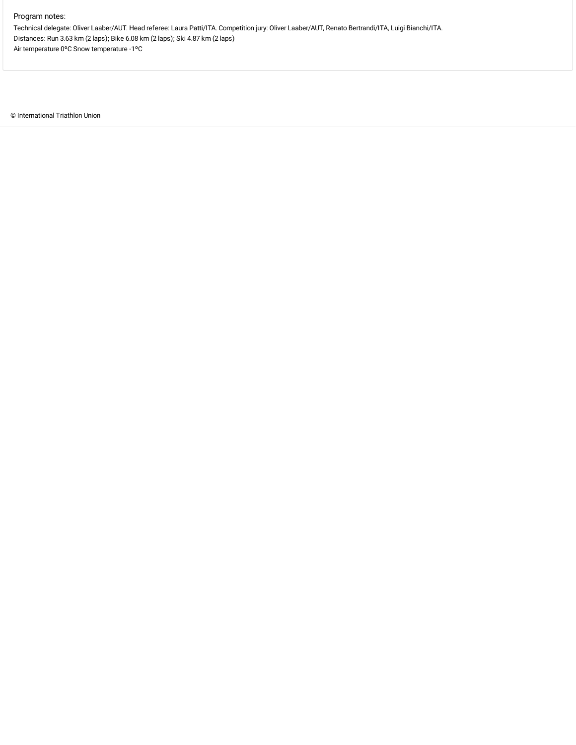Program notes:

Technical delegate: Oliver Laaber/AUT. Head referee: Laura Patti/ITA. Competition jury: Oliver Laaber/AUT, Renato Bertrandi/ITA, Luigi Bianchi/ITA.

Distances: Run 3.63 km (2 laps); Bike 6.08 km (2 laps); Ski 4.87 km (2 laps)

Air temperature 0ºC Snow temperature -1ºC

© International Triathlon Union